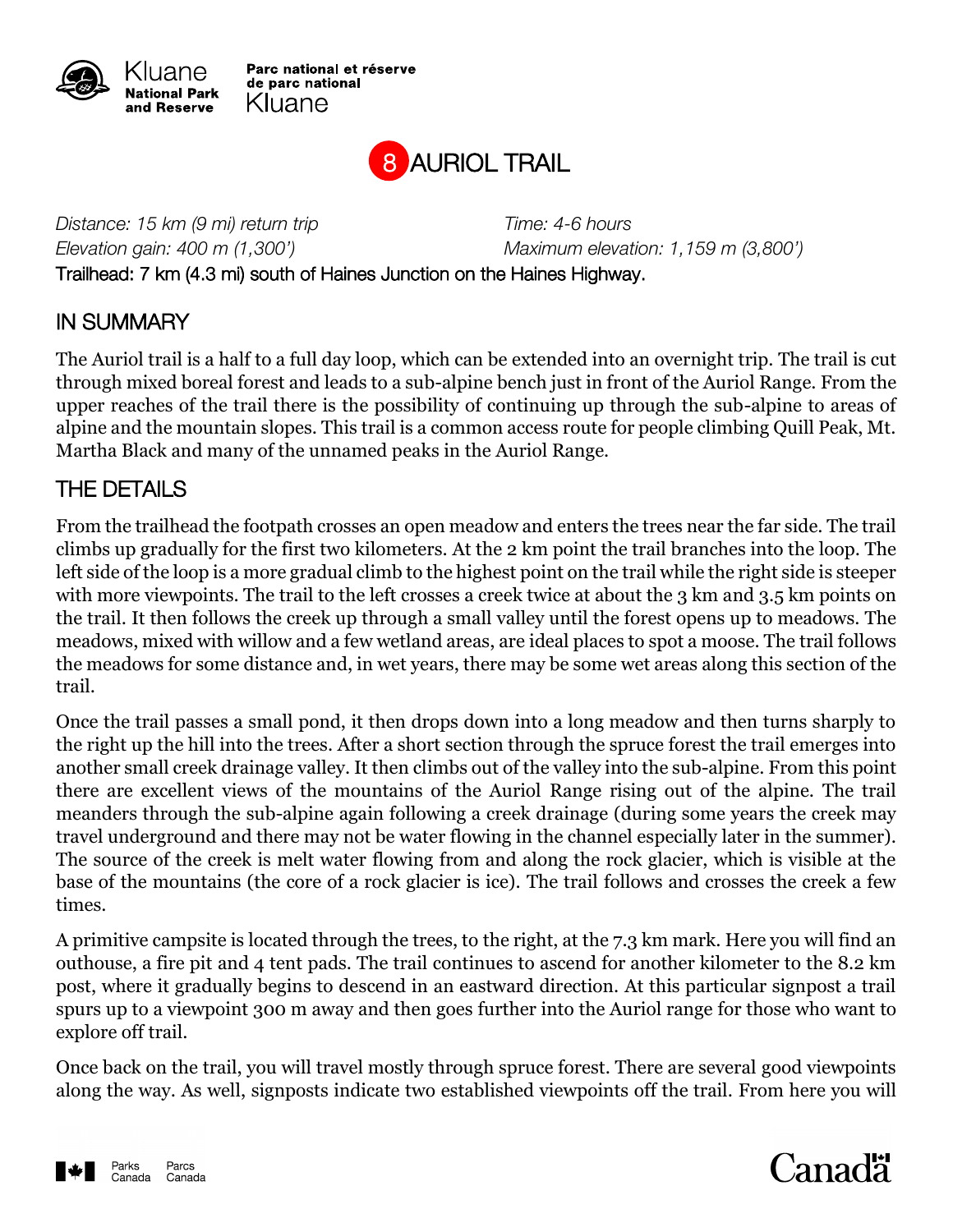Kluane National Park and Reserve

Parc national et réserve de parc national Kluane

# 8 AURIOL TRAIL

*Distance: 15 km (9 mi) return trip* *Time: 4-6 hours*
*Elevation gain: 400 m (1,300')* *Maximum elevation: 1,159 m (3,800')*
Trailhead: 7 km (4.3 mi) south of Haines Junction on the Haines Highway.

## IN SUMMARY

The Auriol trail is a half to a full day loop, which can be extended into an overnight trip. The trail is cut through mixed boreal forest and leads to a sub-alpine bench just in front of the Auriol Range. From the upper reaches of the trail there is the possibility of continuing up through the sub-alpine to areas of alpine and the mountain slopes. This trail is a common access route for people climbing Quill Peak, Mt. Martha Black and many of the unnamed peaks in the Auriol Range.

## THE DETAILS

From the trailhead the footpath crosses an open meadow and enters the trees near the far side. The trail climbs up gradually for the first two kilometers. At the 2 km point the trail branches into the loop. The left side of the loop is a more gradual climb to the highest point on the trail while the right side is steeper with more viewpoints. The trail to the left crosses a creek twice at about the 3 km and 3.5 km points on the trail. It then follows the creek up through a small valley until the forest opens up to meadows. The meadows, mixed with willow and a few wetland areas, are ideal places to spot a moose. The trail follows the meadows for some distance and, in wet years, there may be some wet areas along this section of the trail.

Once the trail passes a small pond, it then drops down into a long meadow and then turns sharply to the right up the hill into the trees. After a short section through the spruce forest the trail emerges into another small creek drainage valley. It then climbs out of the valley into the sub-alpine. From this point there are excellent views of the mountains of the Auriol Range rising out of the alpine. The trail meanders through the sub-alpine again following a creek drainage (during some years the creek may travel underground and there may not be water flowing in the channel especially later in the summer). The source of the creek is melt water flowing from and along the rock glacier, which is visible at the base of the mountains (the core of a rock glacier is ice). The trail follows and crosses the creek a few times.

A primitive campsite is located through the trees, to the right, at the 7.3 km mark. Here you will find an outhouse, a fire pit and 4 tent pads. The trail continues to ascend for another kilometer to the 8.2 km post, where it gradually begins to descend in an eastward direction. At this particular signpost a trail spurs up to a viewpoint 300 m away and then goes further into the Auriol range for those who want to explore off trail.

Once back on the trail, you will travel mostly through spruce forest. There are several good viewpoints along the way. As well, signposts indicate two established viewpoints off the trail. From here you will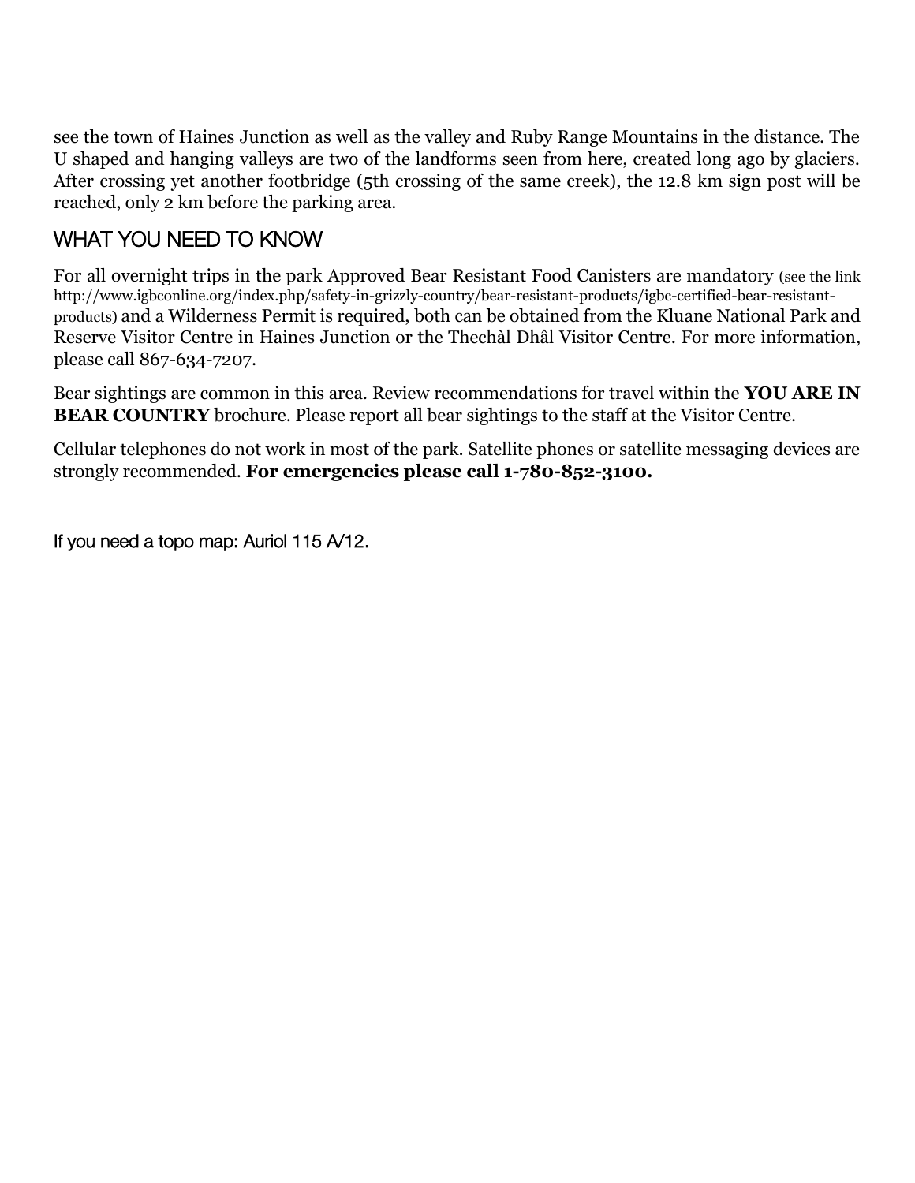see the town of Haines Junction as well as the valley and Ruby Range Mountains in the distance. The U shaped and hanging valleys are two of the landforms seen from here, created long ago by glaciers. After crossing yet another footbridge (5th crossing of the same creek), the 12.8 km sign post will be reached, only 2 km before the parking area.

## WHAT YOU NEED TO KNOW

For all overnight trips in the park Approved Bear Resistant Food Canisters are mandatory (see the link http://www.igbconline.org/index.php/safety-in-grizzly-country/bear-resistant-products/igbc-certified-bear-resistant-products) and a Wilderness Permit is required, both can be obtained from the Kluane National Park and Reserve Visitor Centre in Haines Junction or the Thechàl Dhâl Visitor Centre. For more information, please call 867-634-7207.

Bear sightings are common in this area. Review recommendations for travel within the **YOU ARE IN BEAR COUNTRY** brochure. Please report all bear sightings to the staff at the Visitor Centre.

Cellular telephones do not work in most of the park. Satellite phones or satellite messaging devices are strongly recommended. **For emergencies please call 1-780-852-3100.**

If you need a topo map: Auriol 115 A/12.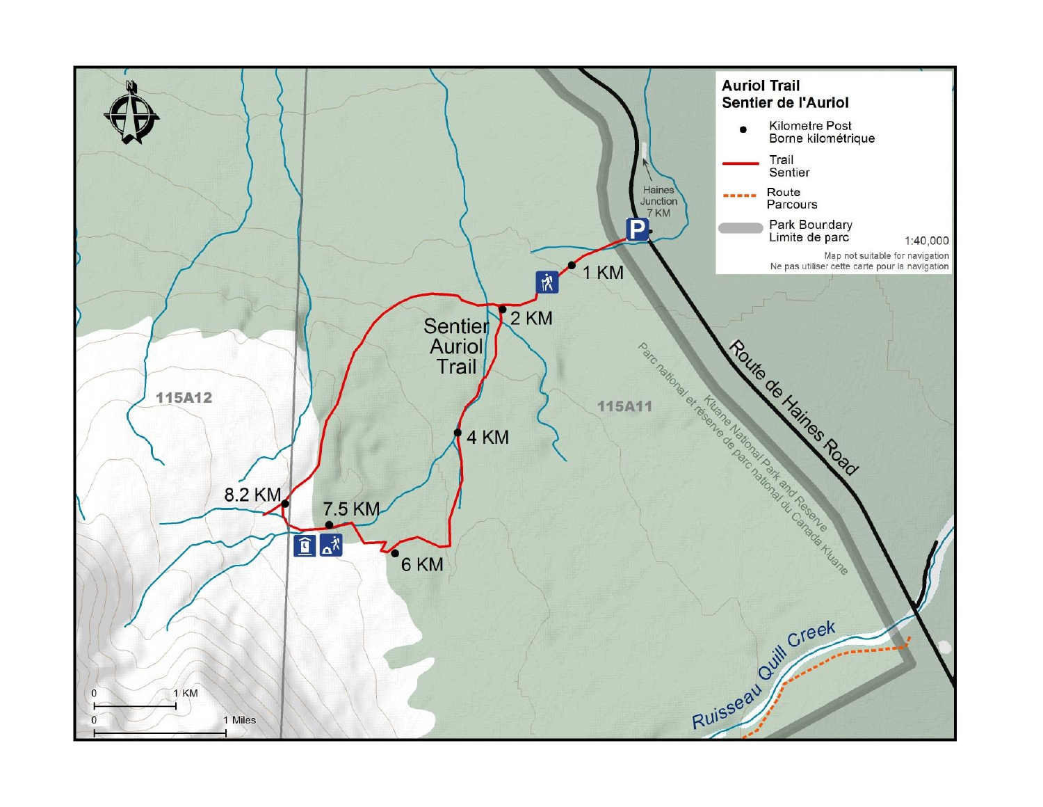**Auriol Trail**
**Sentier de l'Auriol**

- Kilometre Post / Borne kilométrique
- Trail / Sentier
- Route / Parcours
- Park Boundary / Limite de parc

1:40,000

Map not suitable for navigation
Ne pas utiliser cette carte pour la navigation

Haines Junction 7 KM

1 KM

2 KM

Sentier Auriol Trail

4 KM

6 KM

7.5 KM

8.2 KM

115A12

115A11

Route de Haines Road

Parc national et réserve de parc national du Canada Kluane

Kluane National Park and Reserve

Ruisseau Quill Creek

0 1 KM

0 1 Miles